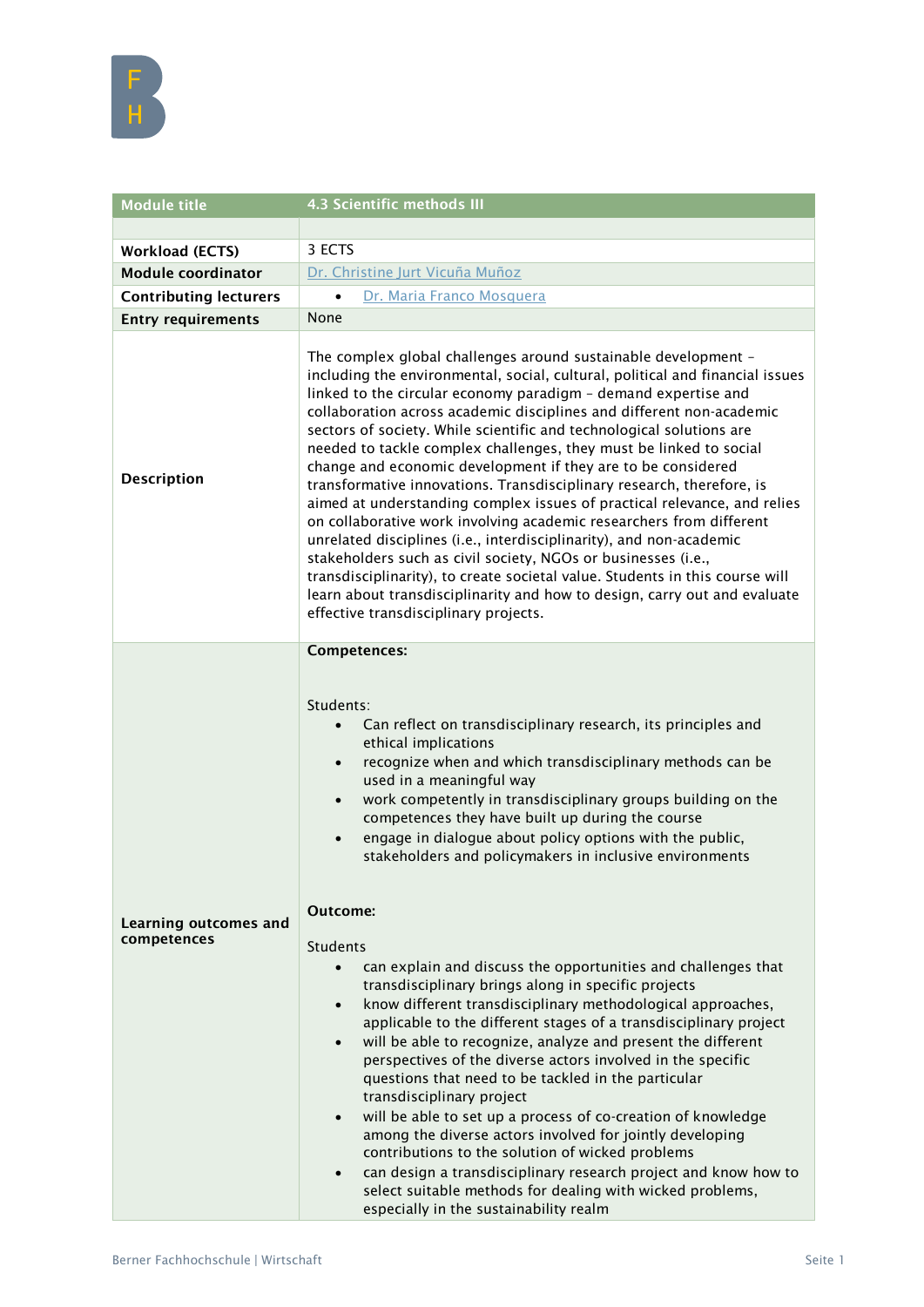| Module title | 4.3 Scientific methods III |
|---|---|
| | |
| **Workload (ECTS)** | 3 ECTS |
| **Module coordinator** | Dr. Christine Jurt Vicuña Muñoz |
| **Contributing lecturers** | • Dr. Maria Franco Mosquera |
| **Entry requirements** | None |
| **Description** | The complex global challenges around sustainable development – including the environmental, social, cultural, political and financial issues linked to the circular economy paradigm – demand expertise and collaboration across academic disciplines and different non-academic sectors of society. While scientific and technological solutions are needed to tackle complex challenges, they must be linked to social change and economic development if they are to be considered transformative innovations. Transdisciplinary research, therefore, is aimed at understanding complex issues of practical relevance, and relies on collaborative work involving academic researchers from different unrelated disciplines (i.e., interdisciplinarity), and non-academic stakeholders such as civil society, NGOs or businesses (i.e., transdisciplinarity), to create societal value. Students in this course will learn about transdisciplinarity and how to design, carry out and evaluate effective transdisciplinary projects. |
| **Learning outcomes and competences** | **Competences:**<br><br>Students:<br>• Can reflect on transdisciplinary research, its principles and ethical implications<br>• recognize when and which transdisciplinary methods can be used in a meaningful way<br>• work competently in transdisciplinary groups building on the competences they have built up during the course<br>• engage in dialogue about policy options with the public, stakeholders and policymakers in inclusive environments<br><br>**Outcome:**<br><br>Students<br>• can explain and discuss the opportunities and challenges that transdisciplinary brings along in specific projects<br>• know different transdisciplinary methodological approaches, applicable to the different stages of a transdisciplinary project<br>• will be able to recognize, analyze and present the different perspectives of the diverse actors involved in the specific questions that need to be tackled in the particular transdisciplinary project<br>• will be able to set up a process of co-creation of knowledge among the diverse actors involved for jointly developing contributions to the solution of wicked problems<br>• can design a transdisciplinary research project and know how to select suitable methods for dealing with wicked problems, especially in the sustainability realm |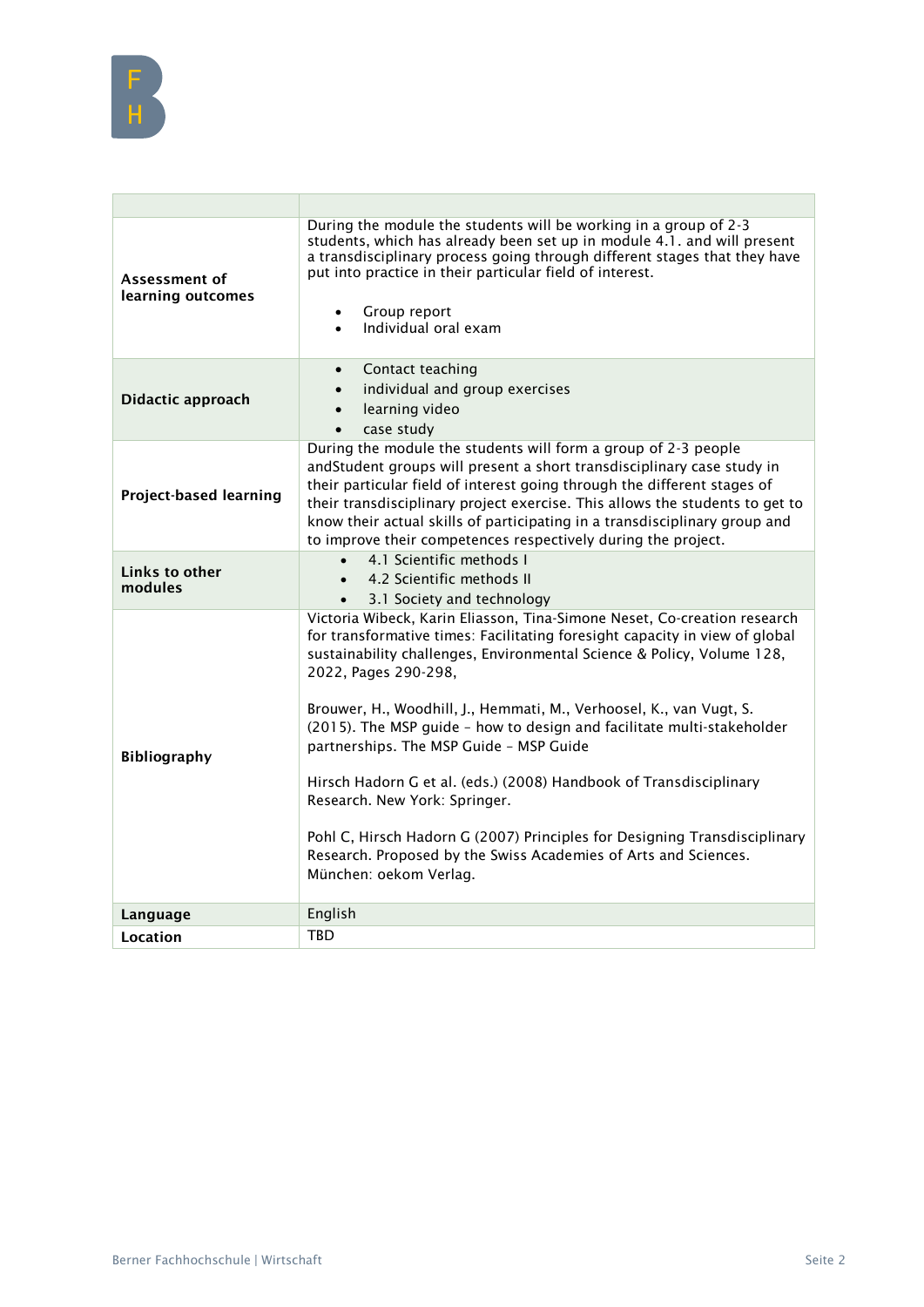| | |
|---|---|
| **Assessment of learning outcomes** | During the module the students will be working in a group of 2-3 students, which has already been set up in module 4.1. and will present a transdisciplinary process going through different stages that they have put into practice in their particular field of interest.<br><br>• Group report<br>• Individual oral exam |
| **Didactic approach** | • Contact teaching<br>• individual and group exercises<br>• learning video<br>• case study |
| **Project-based learning** | During the module the students will form a group of 2-3 people andStudent groups will present a short transdisciplinary case study in their particular field of interest going through the different stages of their transdisciplinary project exercise. This allows the students to get to know their actual skills of participating in a transdisciplinary group and to improve their competences respectively during the project. |
| **Links to other modules** | • 4.1 Scientific methods I<br>• 4.2 Scientific methods II<br>• 3.1 Society and technology |
| **Bibliography** | Victoria Wibeck, Karin Eliasson, Tina-Simone Neset, Co-creation research for transformative times: Facilitating foresight capacity in view of global sustainability challenges, Environmental Science & Policy, Volume 128, 2022, Pages 290-298,<br><br>Brouwer, H., Woodhill, J., Hemmati, M., Verhoosel, K., van Vugt, S. (2015). The MSP guide – how to design and facilitate multi-stakeholder partnerships. The MSP Guide – MSP Guide<br><br>Hirsch Hadorn G et al. (eds.) (2008) Handbook of Transdisciplinary Research. New York: Springer.<br><br>Pohl C, Hirsch Hadorn G (2007) Principles for Designing Transdisciplinary Research. Proposed by the Swiss Academies of Arts and Sciences. München: oekom Verlag. |
| **Language** | English |
| **Location** | TBD |